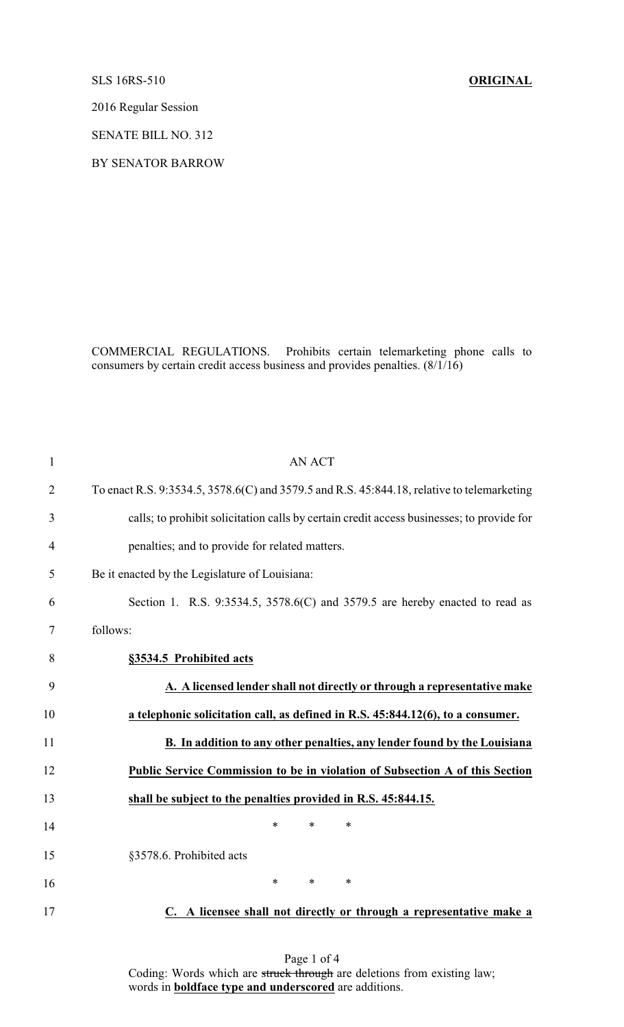SLS 16RS-510 **ORIGINAL**

2016 Regular Session

SENATE BILL NO. 312

BY SENATOR BARROW

COMMERCIAL REGULATIONS. Prohibits certain telemarketing phone calls to consumers by certain credit access business and provides penalties. (8/1/16)

AN ACT

To enact R.S. 9:3534.5, 3578.6(C) and 3579.5 and R.S. 45:844.18, relative to telemarketing calls; to prohibit solicitation calls by certain credit access businesses; to provide for penalties; and to provide for related matters.

Be it enacted by the Legislature of Louisiana:

Section 1. R.S. 9:3534.5, 3578.6(C) and 3579.5 are hereby enacted to read as follows:

**<u>§3534.5 Prohibited acts</u>**

**<u>A. A licensed lender shall not directly or through a representative make a telephonic solicitation call, as defined in R.S. 45:844.12(6), to a consumer.</u>**

**<u>B. In addition to any other penalties, any lender found by the Louisiana Public Service Commission to be in violation of Subsection A of this Section shall be subject to the penalties provided in R.S. 45:844.15.</u>**

\* \* \*

§3578.6. Prohibited acts

\* \* \*

**<u>C. A licensee shall not directly or through a representative make a</u>**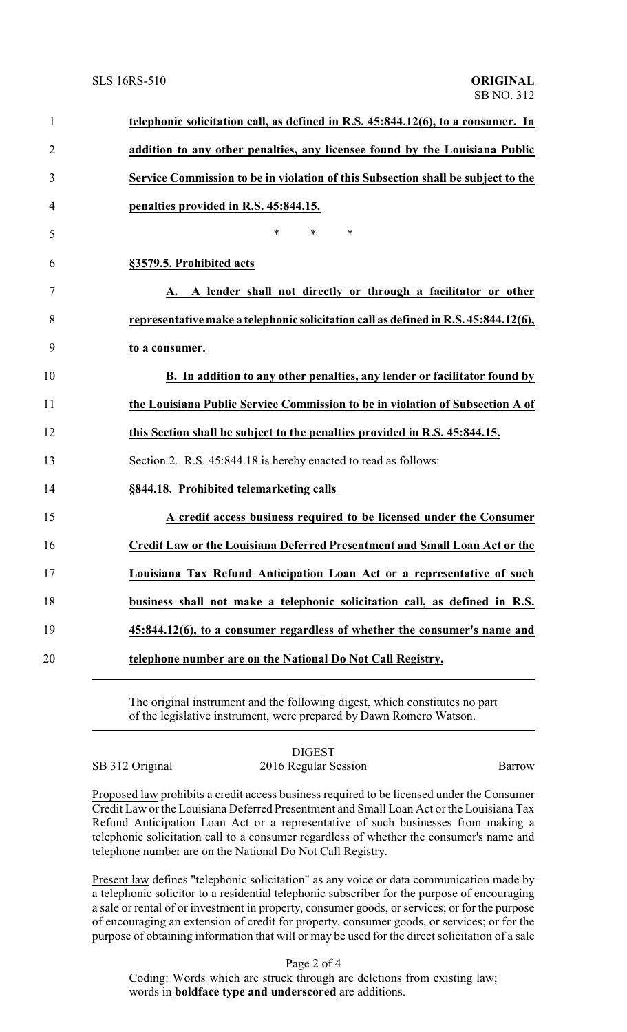**telephonic solicitation call, as defined in R.S. 45:844.12(6), to a consumer. In addition to any other penalties, any licensee found by the Louisiana Public Service Commission to be in violation of this Subsection shall be subject to the penalties provided in R.S. 45:844.15.**

\* \* \*

**§3579.5. Prohibited acts**

**A. A lender shall not directly or through a facilitator or other representative make a telephonic solicitation call as defined in R.S. 45:844.12(6), to a consumer.**

**B. In addition to any other penalties, any lender or facilitator found by the Louisiana Public Service Commission to be in violation of Subsection A of this Section shall be subject to the penalties provided in R.S. 45:844.15.**

Section 2. R.S. 45:844.18 is hereby enacted to read as follows:

**§844.18. Prohibited telemarketing calls**

**A credit access business required to be licensed under the Consumer Credit Law or the Louisiana Deferred Presentment and Small Loan Act or the Louisiana Tax Refund Anticipation Loan Act or a representative of such business shall not make a telephonic solicitation call, as defined in R.S. 45:844.12(6), to a consumer regardless of whether the consumer's name and telephone number are on the National Do Not Call Registry.**

---

The original instrument and the following digest, which constitutes no part of the legislative instrument, were prepared by Dawn Romero Watson.

DIGEST

SB 312 Original — 2016 Regular Session — Barrow

Proposed law prohibits a credit access business required to be licensed under the Consumer Credit Law or the Louisiana Deferred Presentment and Small Loan Act or the Louisiana Tax Refund Anticipation Loan Act or a representative of such businesses from making a telephonic solicitation call to a consumer regardless of whether the consumer's name and telephone number are on the National Do Not Call Registry.

Present law defines "telephonic solicitation" as any voice or data communication made by a telephonic solicitor to a residential telephonic subscriber for the purpose of encouraging a sale or rental of or investment in property, consumer goods, or services; or for the purpose of encouraging an extension of credit for property, consumer goods, or services; or for the purpose of obtaining information that will or may be used for the direct solicitation of a sale

Coding: Words which are ~~struck through~~ are deletions from existing law; words in **boldface type and underscored** are additions.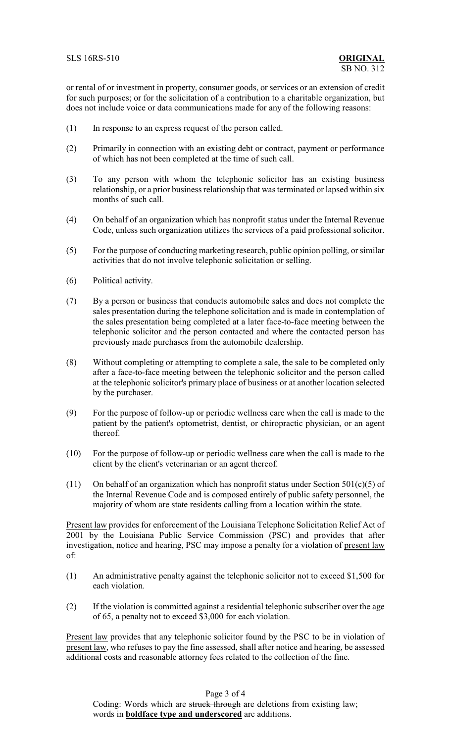or rental of or investment in property, consumer goods, or services or an extension of credit for such purposes; or for the solicitation of a contribution to a charitable organization, but does not include voice or data communications made for any of the following reasons:

(1) In response to an express request of the person called.

(2) Primarily in connection with an existing debt or contract, payment or performance of which has not been completed at the time of such call.

(3) To any person with whom the telephonic solicitor has an existing business relationship, or a prior business relationship that was terminated or lapsed within six months of such call.

(4) On behalf of an organization which has nonprofit status under the Internal Revenue Code, unless such organization utilizes the services of a paid professional solicitor.

(5) For the purpose of conducting marketing research, public opinion polling, or similar activities that do not involve telephonic solicitation or selling.

(6) Political activity.

(7) By a person or business that conducts automobile sales and does not complete the sales presentation during the telephone solicitation and is made in contemplation of the sales presentation being completed at a later face-to-face meeting between the telephonic solicitor and the person contacted and where the contacted person has previously made purchases from the automobile dealership.

(8) Without completing or attempting to complete a sale, the sale to be completed only after a face-to-face meeting between the telephonic solicitor and the person called at the telephonic solicitor's primary place of business or at another location selected by the purchaser.

(9) For the purpose of follow-up or periodic wellness care when the call is made to the patient by the patient's optometrist, dentist, or chiropractic physician, or an agent thereof.

(10) For the purpose of follow-up or periodic wellness care when the call is made to the client by the client's veterinarian or an agent thereof.

(11) On behalf of an organization which has nonprofit status under Section 501(c)(5) of the Internal Revenue Code and is composed entirely of public safety personnel, the majority of whom are state residents calling from a location within the state.

Present law provides for enforcement of the Louisiana Telephone Solicitation Relief Act of 2001 by the Louisiana Public Service Commission (PSC) and provides that after investigation, notice and hearing, PSC may impose a penalty for a violation of present law of:

(1) An administrative penalty against the telephonic solicitor not to exceed $1,500 for each violation.

(2) If the violation is committed against a residential telephonic subscriber over the age of 65, a penalty not to exceed $3,000 for each violation.

Present law provides that any telephonic solicitor found by the PSC to be in violation of present law, who refuses to pay the fine assessed, shall after notice and hearing, be assessed additional costs and reasonable attorney fees related to the collection of the fine.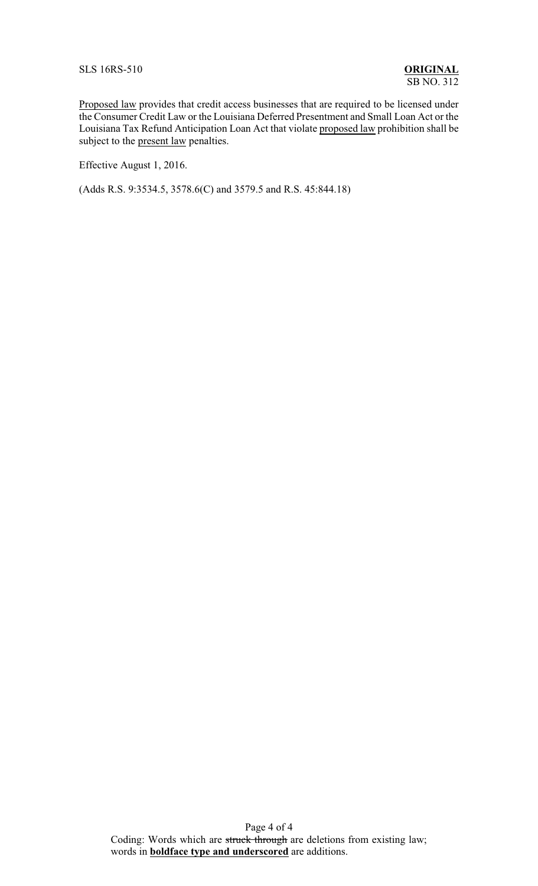Proposed law provides that credit access businesses that are required to be licensed under the Consumer Credit Law or the Louisiana Deferred Presentment and Small Loan Act or the Louisiana Tax Refund Anticipation Loan Act that violate proposed law prohibition shall be subject to the present law penalties.

Effective August 1, 2016.

(Adds R.S. 9:3534.5, 3578.6(C) and 3579.5 and R.S. 45:844.18)